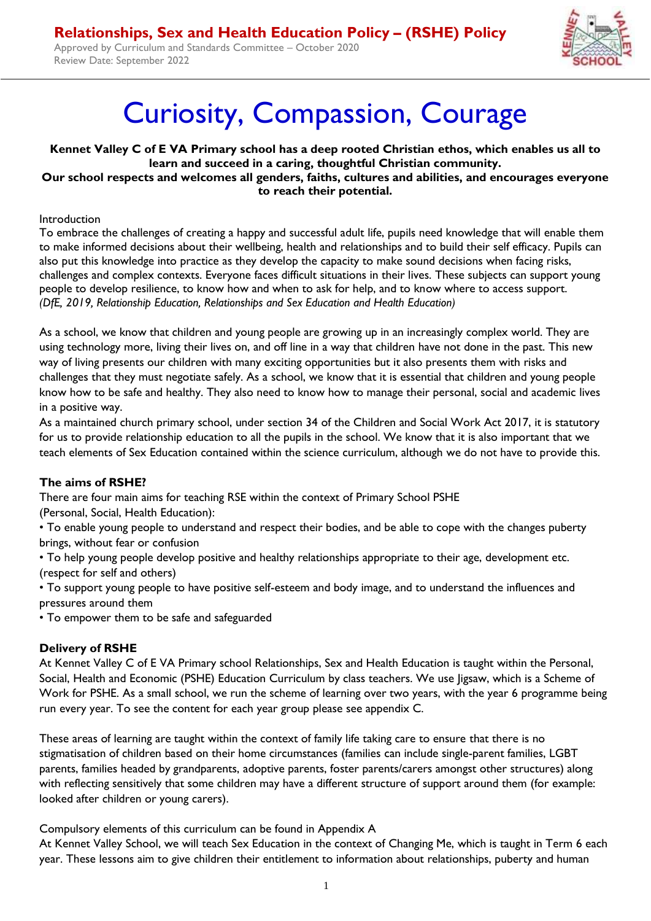# Relationships, Sex and Health Education Policy – (RSHE) Policy

Approved by Curriculum and Standards Committee – October 2020
Review Date: September 2022

# Curiosity, Compassion, Courage

**Kennet Valley C of E VA Primary school has a deep rooted Christian ethos, which enables us all to learn and succeed in a caring, thoughtful Christian community.**
**Our school respects and welcomes all genders, faiths, cultures and abilities, and encourages everyone to reach their potential.**

Introduction
To embrace the challenges of creating a happy and successful adult life, pupils need knowledge that will enable them to make informed decisions about their wellbeing, health and relationships and to build their self efficacy. Pupils can also put this knowledge into practice as they develop the capacity to make sound decisions when facing risks, challenges and complex contexts. Everyone faces difficult situations in their lives. These subjects can support young people to develop resilience, to know how and when to ask for help, and to know where to access support.
*(DfE, 2019, Relationship Education, Relationships and Sex Education and Health Education)*

As a school, we know that children and young people are growing up in an increasingly complex world. They are using technology more, living their lives on, and off line in a way that children have not done in the past. This new way of living presents our children with many exciting opportunities but it also presents them with risks and challenges that they must negotiate safely. As a school, we know that it is essential that children and young people know how to be safe and healthy. They also need to know how to manage their personal, social and academic lives in a positive way.
As a maintained church primary school, under section 34 of the Children and Social Work Act 2017, it is statutory for us to provide relationship education to all the pupils in the school. We know that it is also important that we teach elements of Sex Education contained within the science curriculum, although we do not have to provide this.

### The aims of RSHE?

There are four main aims for teaching RSE within the context of Primary School PSHE (Personal, Social, Health Education):

- To enable young people to understand and respect their bodies, and be able to cope with the changes puberty brings, without fear or confusion
- To help young people develop positive and healthy relationships appropriate to their age, development etc. (respect for self and others)
- To support young people to have positive self-esteem and body image, and to understand the influences and pressures around them
- To empower them to be safe and safeguarded

### Delivery of RSHE

At Kennet Valley C of E VA Primary school Relationships, Sex and Health Education is taught within the Personal, Social, Health and Economic (PSHE) Education Curriculum by class teachers. We use Jigsaw, which is a Scheme of Work for PSHE. As a small school, we run the scheme of learning over two years, with the year 6 programme being run every year. To see the content for each year group please see appendix C.

These areas of learning are taught within the context of family life taking care to ensure that there is no stigmatisation of children based on their home circumstances (families can include single-parent families, LGBT parents, families headed by grandparents, adoptive parents, foster parents/carers amongst other structures) along with reflecting sensitively that some children may have a different structure of support around them (for example: looked after children or young carers).

Compulsory elements of this curriculum can be found in Appendix A
At Kennet Valley School, we will teach Sex Education in the context of Changing Me, which is taught in Term 6 each year. These lessons aim to give children their entitlement to information about relationships, puberty and human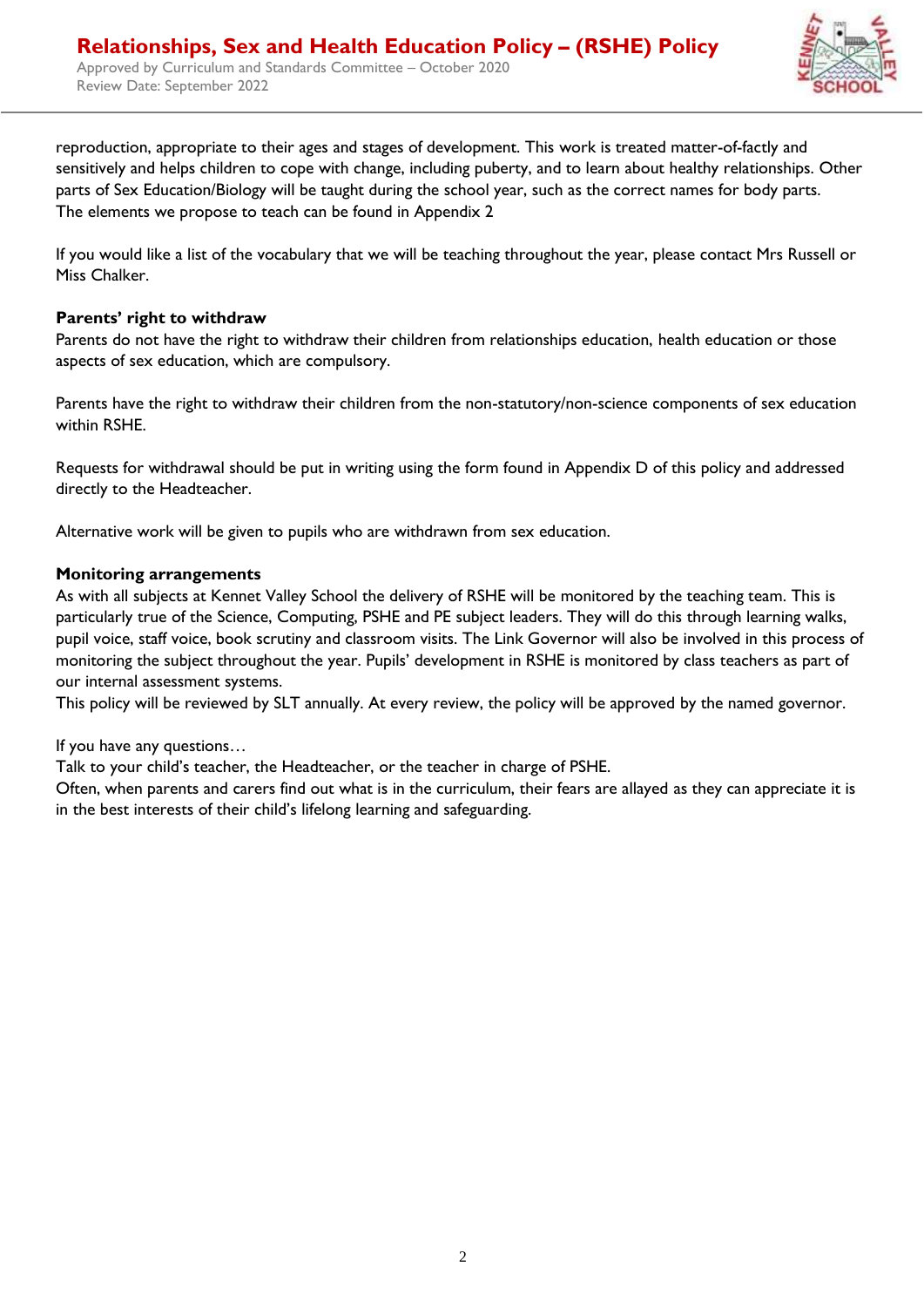reproduction, appropriate to their ages and stages of development. This work is treated matter-of-factly and sensitively and helps children to cope with change, including puberty, and to learn about healthy relationships. Other parts of Sex Education/Biology will be taught during the school year, such as the correct names for body parts.
The elements we propose to teach can be found in Appendix 2

If you would like a list of the vocabulary that we will be teaching throughout the year, please contact Mrs Russell or Miss Chalker.

**Parents' right to withdraw**

Parents do not have the right to withdraw their children from relationships education, health education or those aspects of sex education, which are compulsory.

Parents have the right to withdraw their children from the non-statutory/non-science components of sex education within RSHE.

Requests for withdrawal should be put in writing using the form found in Appendix D of this policy and addressed directly to the Headteacher.

Alternative work will be given to pupils who are withdrawn from sex education.

**Monitoring arrangements**

As with all subjects at Kennet Valley School the delivery of RSHE will be monitored by the teaching team. This is particularly true of the Science, Computing, PSHE and PE subject leaders. They will do this through learning walks, pupil voice, staff voice, book scrutiny and classroom visits. The Link Governor will also be involved in this process of monitoring the subject throughout the year. Pupils' development in RSHE is monitored by class teachers as part of our internal assessment systems.
This policy will be reviewed by SLT annually. At every review, the policy will be approved by the named governor.

If you have any questions…
Talk to your child's teacher, the Headteacher, or the teacher in charge of PSHE.
Often, when parents and carers find out what is in the curriculum, their fears are allayed as they can appreciate it is in the best interests of their child's lifelong learning and safeguarding.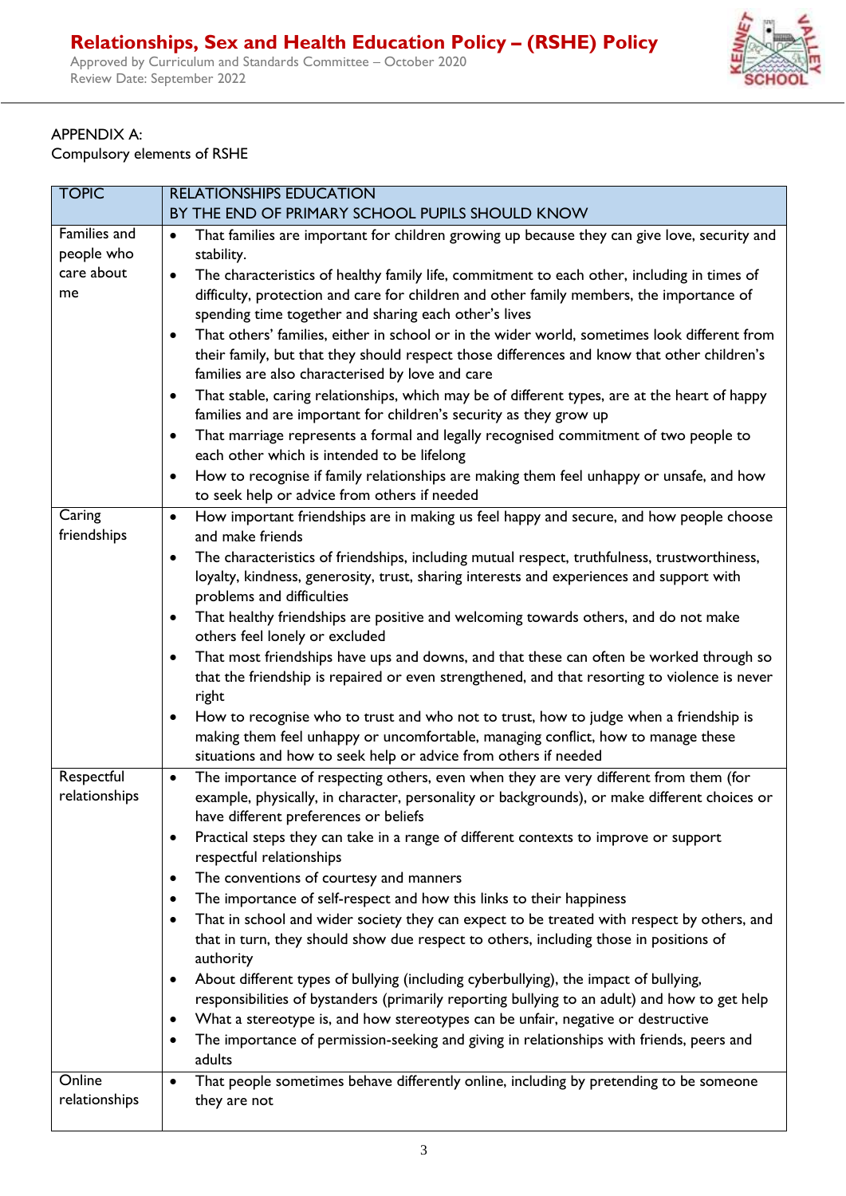APPENDIX A:
Compulsory elements of RSHE

| TOPIC | RELATIONSHIPS EDUCATION<br>BY THE END OF PRIMARY SCHOOL PUPILS SHOULD KNOW |
|---|---|
| Families and people who care about me | • That families are important for children growing up because they can give love, security and stability.<br>• The characteristics of healthy family life, commitment to each other, including in times of difficulty, protection and care for children and other family members, the importance of spending time together and sharing each other's lives<br>• That others' families, either in school or in the wider world, sometimes look different from their family, but that they should respect those differences and know that other children's families are also characterised by love and care<br>• That stable, caring relationships, which may be of different types, are at the heart of happy families and are important for children's security as they grow up<br>• That marriage represents a formal and legally recognised commitment of two people to each other which is intended to be lifelong<br>• How to recognise if family relationships are making them feel unhappy or unsafe, and how to seek help or advice from others if needed |
| Caring friendships | • How important friendships are in making us feel happy and secure, and how people choose and make friends<br>• The characteristics of friendships, including mutual respect, truthfulness, trustworthiness, loyalty, kindness, generosity, trust, sharing interests and experiences and support with problems and difficulties<br>• That healthy friendships are positive and welcoming towards others, and do not make others feel lonely or excluded<br>• That most friendships have ups and downs, and that these can often be worked through so that the friendship is repaired or even strengthened, and that resorting to violence is never right<br>• How to recognise who to trust and who not to trust, how to judge when a friendship is making them feel unhappy or uncomfortable, managing conflict, how to manage these situations and how to seek help or advice from others if needed |
| Respectful relationships | • The importance of respecting others, even when they are very different from them (for example, physically, in character, personality or backgrounds), or make different choices or have different preferences or beliefs<br>• Practical steps they can take in a range of different contexts to improve or support respectful relationships<br>• The conventions of courtesy and manners<br>• The importance of self-respect and how this links to their happiness<br>• That in school and wider society they can expect to be treated with respect by others, and that in turn, they should show due respect to others, including those in positions of authority<br>• About different types of bullying (including cyberbullying), the impact of bullying, responsibilities of bystanders (primarily reporting bullying to an adult) and how to get help<br>• What a stereotype is, and how stereotypes can be unfair, negative or destructive<br>• The importance of permission-seeking and giving in relationships with friends, peers and adults |
| Online relationships | • That people sometimes behave differently online, including by pretending to be someone they are not |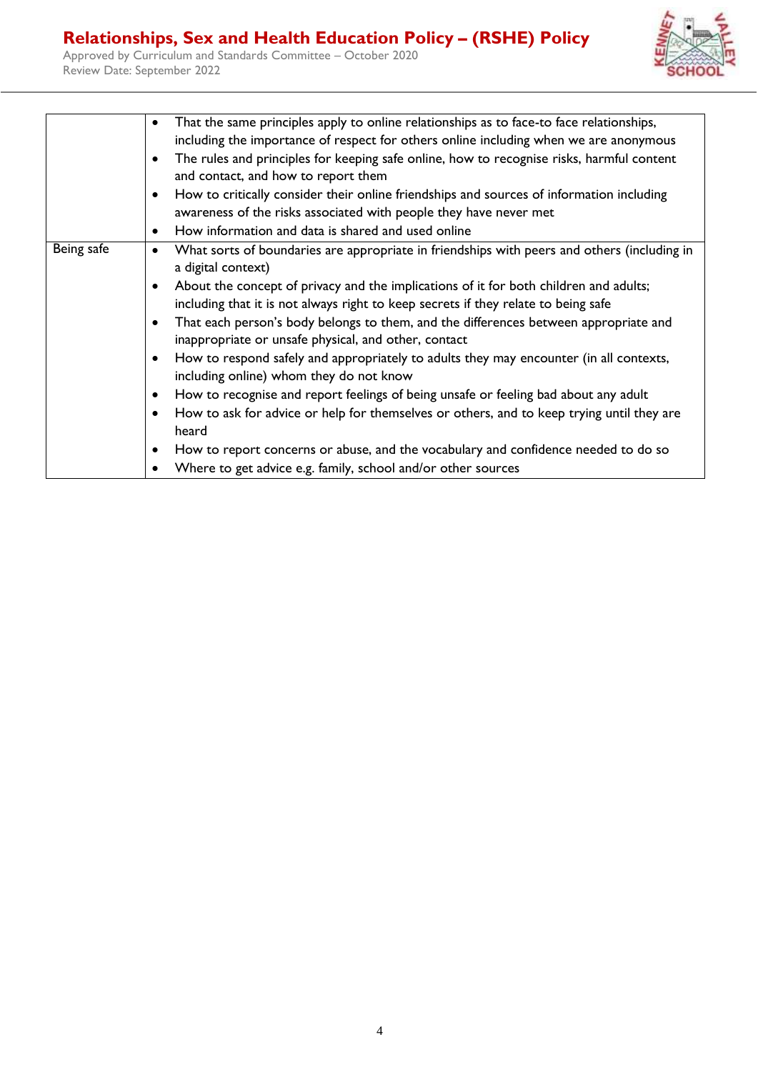| | |
|---|---|
| | • That the same principles apply to online relationships as to face-to face relationships, including the importance of respect for others online including when we are anonymous<br>• The rules and principles for keeping safe online, how to recognise risks, harmful content and contact, and how to report them<br>• How to critically consider their online friendships and sources of information including awareness of the risks associated with people they have never met<br>• How information and data is shared and used online |
| Being safe | • What sorts of boundaries are appropriate in friendships with peers and others (including in a digital context)<br>• About the concept of privacy and the implications of it for both children and adults; including that it is not always right to keep secrets if they relate to being safe<br>• That each person's body belongs to them, and the differences between appropriate and inappropriate or unsafe physical, and other, contact<br>• How to respond safely and appropriately to adults they may encounter (in all contexts, including online) whom they do not know<br>• How to recognise and report feelings of being unsafe or feeling bad about any adult<br>• How to ask for advice or help for themselves or others, and to keep trying until they are heard<br>• How to report concerns or abuse, and the vocabulary and confidence needed to do so<br>• Where to get advice e.g. family, school and/or other sources |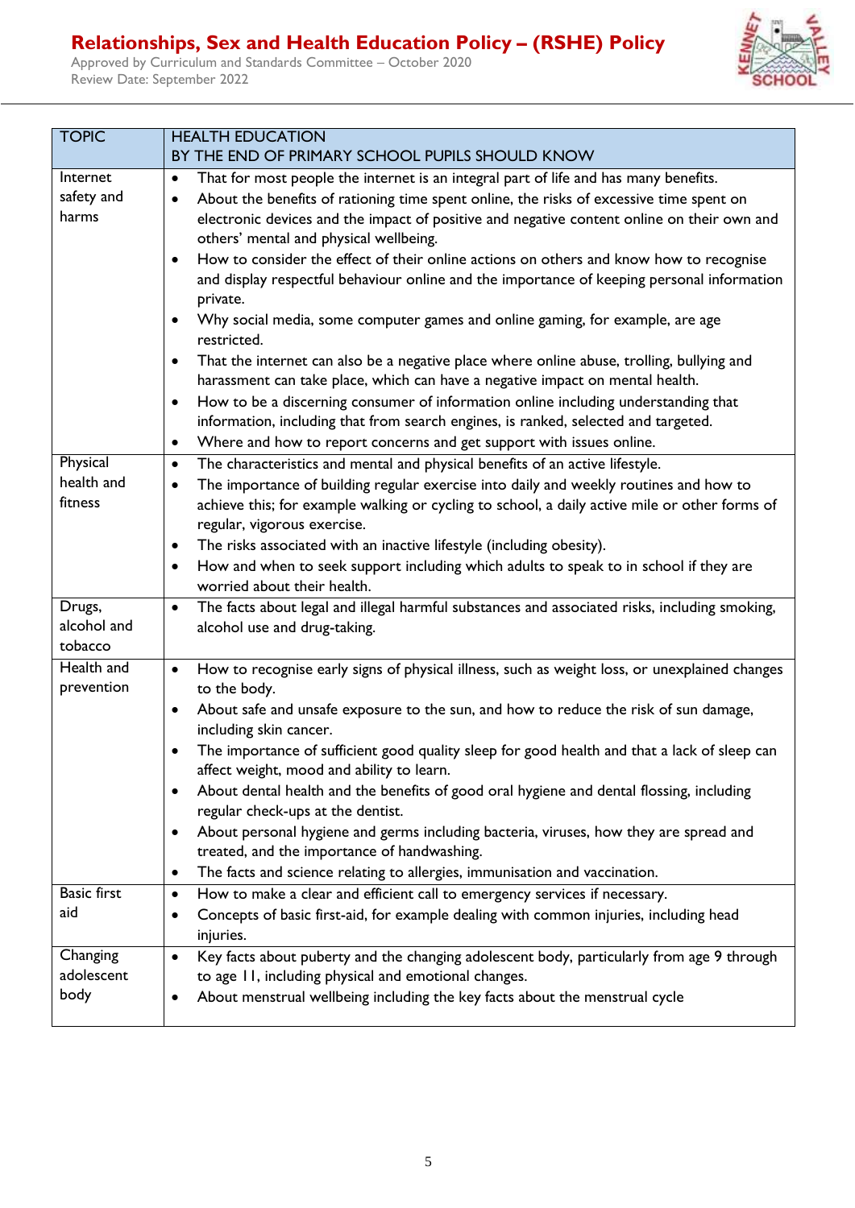| TOPIC | HEALTH EDUCATION<br>BY THE END OF PRIMARY SCHOOL PUPILS SHOULD KNOW |
|---|---|
| Internet safety and harms | • That for most people the internet is an integral part of life and has many benefits.<br>• About the benefits of rationing time spent online, the risks of excessive time spent on electronic devices and the impact of positive and negative content online on their own and others' mental and physical wellbeing.<br>• How to consider the effect of their online actions on others and know how to recognise and display respectful behaviour online and the importance of keeping personal information private.<br>• Why social media, some computer games and online gaming, for example, are age restricted.<br>• That the internet can also be a negative place where online abuse, trolling, bullying and harassment can take place, which can have a negative impact on mental health.<br>• How to be a discerning consumer of information online including understanding that information, including that from search engines, is ranked, selected and targeted.<br>• Where and how to report concerns and get support with issues online. |
| Physical health and fitness | • The characteristics and mental and physical benefits of an active lifestyle.<br>• The importance of building regular exercise into daily and weekly routines and how to achieve this; for example walking or cycling to school, a daily active mile or other forms of regular, vigorous exercise.<br>• The risks associated with an inactive lifestyle (including obesity).<br>• How and when to seek support including which adults to speak to in school if they are worried about their health. |
| Drugs, alcohol and tobacco | • The facts about legal and illegal harmful substances and associated risks, including smoking, alcohol use and drug-taking. |
| Health and prevention | • How to recognise early signs of physical illness, such as weight loss, or unexplained changes to the body.<br>• About safe and unsafe exposure to the sun, and how to reduce the risk of sun damage, including skin cancer.<br>• The importance of sufficient good quality sleep for good health and that a lack of sleep can affect weight, mood and ability to learn.<br>• About dental health and the benefits of good oral hygiene and dental flossing, including regular check-ups at the dentist.<br>• About personal hygiene and germs including bacteria, viruses, how they are spread and treated, and the importance of handwashing.<br>• The facts and science relating to allergies, immunisation and vaccination. |
| Basic first aid | • How to make a clear and efficient call to emergency services if necessary.<br>• Concepts of basic first-aid, for example dealing with common injuries, including head injuries. |
| Changing adolescent body | • Key facts about puberty and the changing adolescent body, particularly from age 9 through to age 11, including physical and emotional changes.<br>• About menstrual wellbeing including the key facts about the menstrual cycle |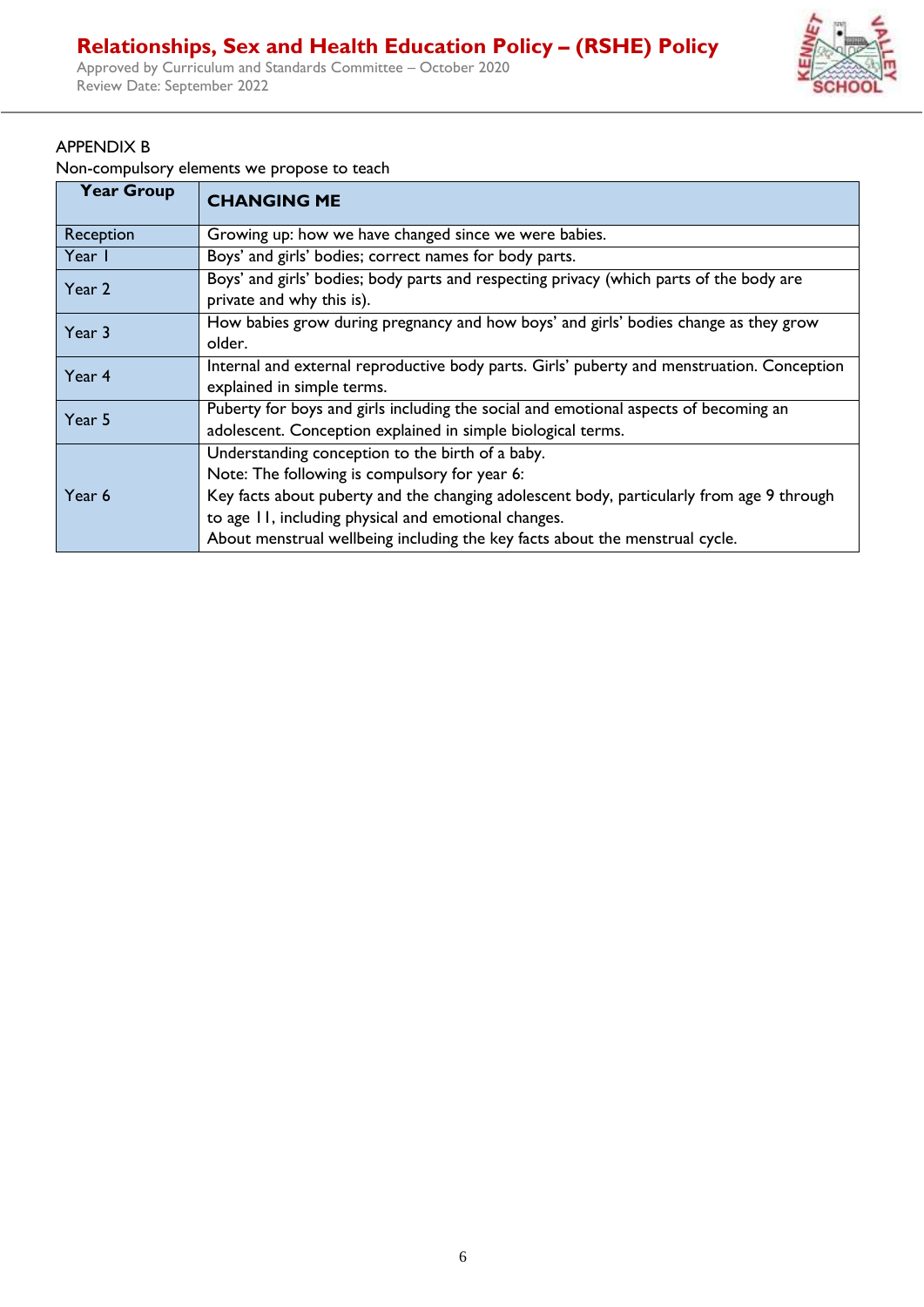APPENDIX B

Non-compulsory elements we propose to teach

| Year Group | CHANGING ME |
| --- | --- |
| Reception | Growing up: how we have changed since we were babies. |
| Year 1 | Boys' and girls' bodies; correct names for body parts. |
| Year 2 | Boys' and girls' bodies; body parts and respecting privacy (which parts of the body are private and why this is). |
| Year 3 | How babies grow during pregnancy and how boys' and girls' bodies change as they grow older. |
| Year 4 | Internal and external reproductive body parts. Girls' puberty and menstruation. Conception explained in simple terms. |
| Year 5 | Puberty for boys and girls including the social and emotional aspects of becoming an adolescent. Conception explained in simple biological terms. |
| Year 6 | Understanding conception to the birth of a baby.<br>Note: The following is compulsory for year 6:<br>Key facts about puberty and the changing adolescent body, particularly from age 9 through to age 11, including physical and emotional changes.<br>About menstrual wellbeing including the key facts about the menstrual cycle. |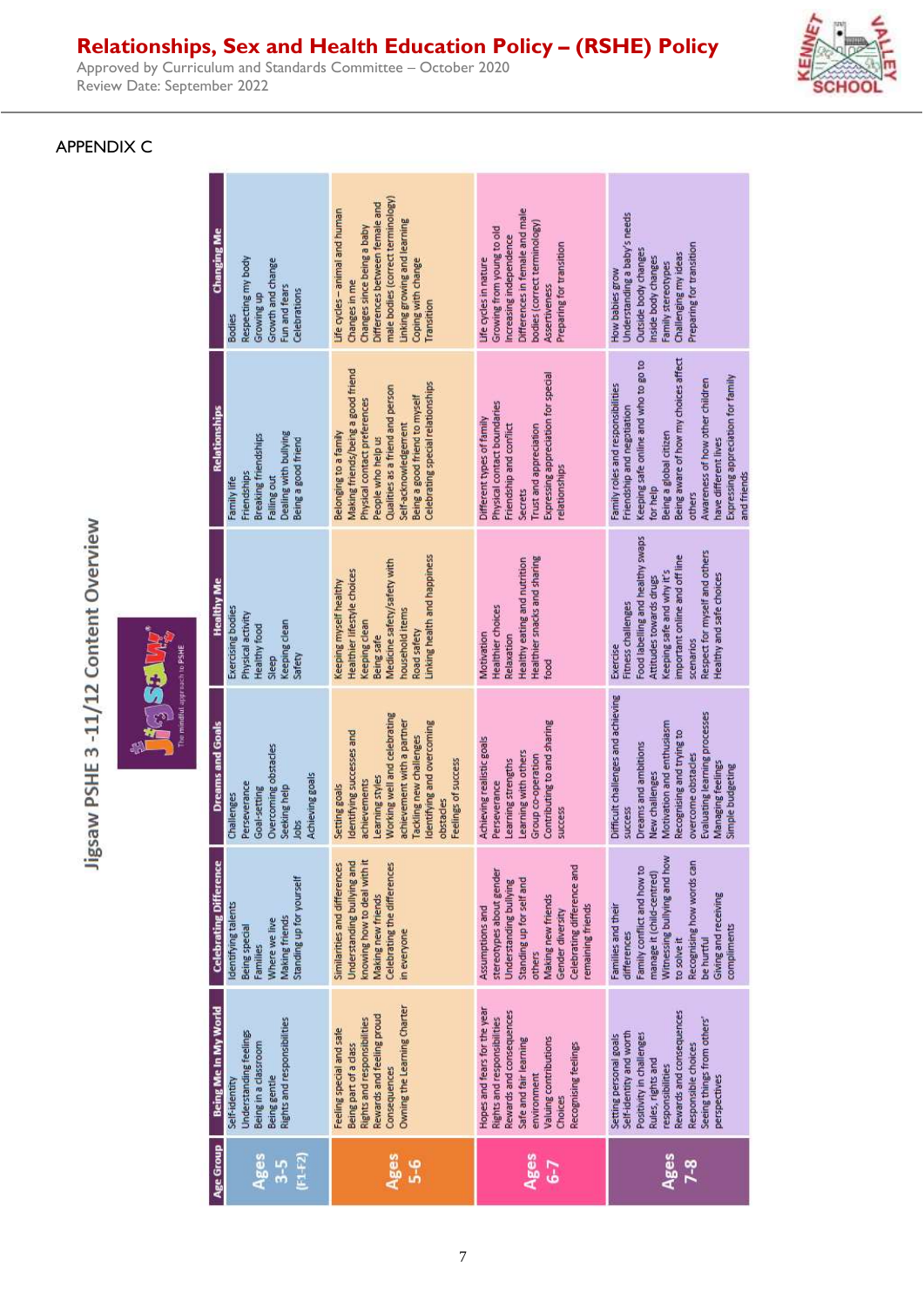## APPENDIX C

# Jigsaw PSHE 3 -11/12 Content Overview

Jigsaw The mindful approach to PSHE

| Age Group | Being Me In My World | Celebrating Difference | Dreams and Goals | Healthy Me | Relationships | Changing Me |
|---|---|---|---|---|---|---|
| Ages 3-5 (F1-F2) | Self-identity<br>Understanding feelings<br>Being in a classroom<br>Being gentle<br>Rights and responsibilities | Identifying talents<br>Being special<br>Families<br>Where we live<br>Making friends<br>Standing up for yourself | Challenges<br>Perseverance<br>Goal-setting<br>Overcoming obstacles<br>Seeking help<br>Jobs<br>Achieving goals | Exercising bodies<br>Physical activity<br>Healthy food<br>Sleep<br>Keeping clean<br>Safety | Family life<br>Friendships<br>Breaking friendships<br>Falling out<br>Dealing with bullying<br>Being a good friend | Bodies<br>Respecting my body<br>Growing up<br>Growth and change<br>Fun and fears<br>Celebrations |
| Ages 5-6 | Feeling special and safe<br>Being part of a class<br>Rights and responsibilities<br>Rewards and feeling proud<br>Consequences<br>Owning the Learning Charter | Similarities and differences<br>Understanding bullying and knowing how to deal with it<br>Making new friends<br>Celebrating the differences in everyone | Setting goals<br>Identifying successes and achievements<br>Learning styles<br>Working well and celebrating achievement with a partner<br>Tackling new challenges<br>Identifying and overcoming obstacles<br>Feelings of success | Keeping myself healthy<br>Healthier lifestyle choices<br>Keeping clean<br>Being safe<br>Medicine safety/safety with household items<br>Road safety<br>Linking health and happiness | Belonging to a family<br>Making friends/being a good friend<br>Physical contact preferences<br>People who help us<br>Qualities as a friend and person<br>Self-acknowledgement<br>Being a good friend to myself<br>Celebrating special relationships | Life cycles – animal and human<br>Changes in me<br>Changes since being a baby<br>Differences between female and male bodies (correct terminology)<br>Linking growing and learning<br>Coping with change<br>Transition |
| Ages 6-7 | Hopes and fears for the year<br>Rights and responsibilities<br>Rewards and consequences<br>Safe and fair learning environment<br>Valuing contributions<br>Choices<br>Recognising feelings | Assumptions and stereotypes about gender<br>Understanding bullying<br>Standing up for self and others<br>Making new friends<br>Gender diversity<br>Celebrating difference and remaining friends | Achieving realistic goals<br>Perseverance<br>Learning strengths<br>Learning with others<br>Group co-operation<br>Contributing to and sharing success | Motivation<br>Healthier choices<br>Relaxation<br>Healthy eating and nutrition<br>Healthier snacks and sharing food | Different types of family<br>Physical contact boundaries<br>Friendship and conflict<br>Secrets<br>Trust and appreciation<br>Expressing appreciation for special relationships | Life cycles in nature<br>Growing from young to old<br>Increasing independence<br>Differences in female and male bodies (correct terminology)<br>Assertiveness<br>Preparing for transition |
| Ages 7-8 | Setting personal goals<br>Self-identity and worth<br>Positivity in challenges<br>Rules, rights and responsibilities<br>Rewards and consequences<br>Responsible choices<br>Seeing things from others' perspectives | Families and their differences<br>Family conflict and how to manage it (child-centred)<br>Witnessing bullying and how to solve it<br>Recognising how words can be hurtful<br>Giving and receiving compliments | Difficult challenges and achieving success<br>Dreams and ambitions<br>New challenges<br>Motivation and enthusiasm<br>Recognising and trying to overcome obstacles<br>Evaluating learning processes<br>Managing feelings<br>Simple budgeting | Exercise<br>Fitness challenges<br>Food labelling and healthy swaps<br>Attitudes towards drugs<br>Keeping safe and why it's important online and off line scenarios<br>Respect for myself and others<br>Healthy and safe choices | Family roles and responsibilities<br>Friendship and negotiation<br>Keeping safe online and who to go to for help<br>Being a global citizen<br>Being aware of how my choices affect others<br>Awareness of how other children have different lives<br>Expressing appreciation for family and friends | How babies grow<br>Understanding a baby's needs<br>Outside body changes<br>Inside body changes<br>Family stereotypes<br>Challenging my ideas<br>Preparing for transition |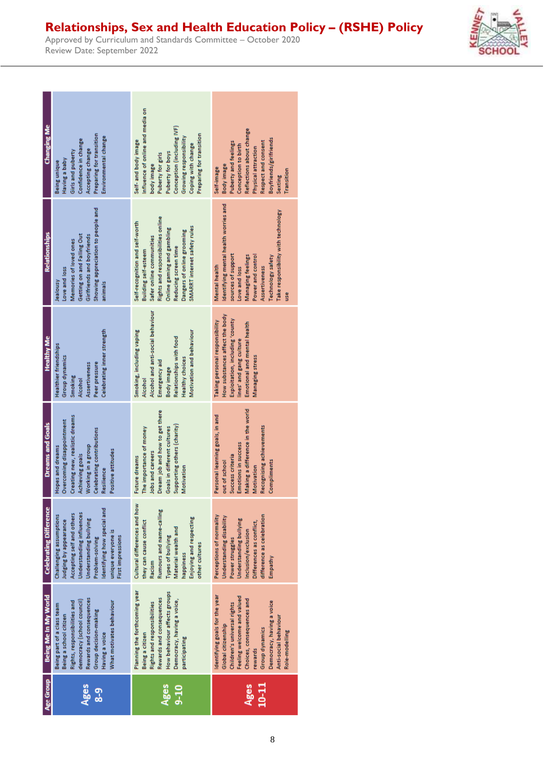| Age Group | Being Me In My World | Celebrating Difference | Dreams and Goals | Healthy Me | Relationships | Changing Me |
|---|---|---|---|---|---|---|
| Ages 8-9 | Being part of a class team<br>Being a school citizen<br>Rights, responsibilities and democracy (school council)<br>Rewards and consequences<br>Group decision-making<br>Having a voice<br>What motivates behaviour | Challenging assumptions<br>Judging by appearance<br>Accepting self and others<br>Understanding influences<br>Understanding bullying<br>Problem-solving<br>Identifying how special and unique everyone is<br>First impressions | Hopes and dreams<br>Overcoming disappointment<br>Creating new, realistic dreams<br>Achieving goals<br>Working in a group<br>Celebrating contributions<br>Resilience<br>Positive attitudes | Healthier friendships<br>Group dynamics<br>Smoking<br>Alcohol<br>Assertiveness<br>Peer pressure<br>Celebrating inner strength | Jealousy<br>Love and loss<br>Memories of loved ones<br>Getting on and Falling Out<br>Girlfriends and boyfriends<br>Showing appreciation to people and animals | Being unique<br>Having a baby<br>Girls and puberty<br>Confidence in change<br>Accepting change<br>Preparing for transition<br>Environmental change |
| Ages 9-10 | Planning the forthcoming year<br>Being a citizen<br>Rights and responsibilities<br>Rewards and consequences<br>How behaviour affects groups<br>Democracy, having a voice, participating | Cultural differences and how they can cause conflict<br>Racism<br>Rumours and name-calling<br>Types of bullying<br>Material wealth and happiness<br>Enjoying and respecting other cultures | Future dreams<br>The importance of money<br>Jobs and careers<br>Dream job and how to get there<br>Goals in different cultures<br>Supporting others (charity)<br>Motivation | Smoking, including vaping<br>Alcohol<br>Alcohol and anti-social behaviour<br>Emergency aid<br>Body image<br>Relationships with food<br>Healthy choices<br>Motivation and behaviour | Self-recognition and self-worth<br>Building self-esteem<br>Safer online communities<br>Rights and responsibilities online<br>Online gaming and gambling<br>Reducing screen time<br>Dangers of online grooming<br>SMARRT internet safety rules | Self- and body image<br>Influence of online and media on body image<br>Puberty for girls<br>Puberty for boys<br>Conception (including IVF)<br>Growing responsibility<br>Coping with change<br>Preparing for transition |
| Ages 10-11 | Identifying goals for the year<br>Global citizenship<br>Children's universal rights<br>Feeling welcome and valued<br>Choices, consequences and rewards<br>Group dynamics<br>Democracy, having a voice<br>Anti-social behaviour<br>Role-modelling | Perceptions of normality<br>Understanding disability<br>Power struggles<br>Understanding bullying<br>Inclusion/exclusion<br>Differences as conflict, difference as celebration<br>Empathy | Personal learning goals, in and out of school<br>Success criteria<br>Emotions in success<br>Making a difference in the world<br>Motivation<br>Recognising achievements<br>Compliments | Taking personal responsibility<br>How substances affect the body<br>Exploitation, including 'county lines' and gang culture<br>Emotional and mental health<br>Managing stress | Mental health<br>Identifying mental health worries and sources of support<br>Love and loss<br>Managing feelings<br>Power and control<br>Assertiveness<br>Technology safety<br>Take responsibility with technology use | Self-image<br>Body image<br>Puberty and feelings<br>Conception to birth<br>Reflections about change<br>Physical attraction<br>Respect and consent<br>Boyfriends/girlfriends<br>Sexting<br>Transition |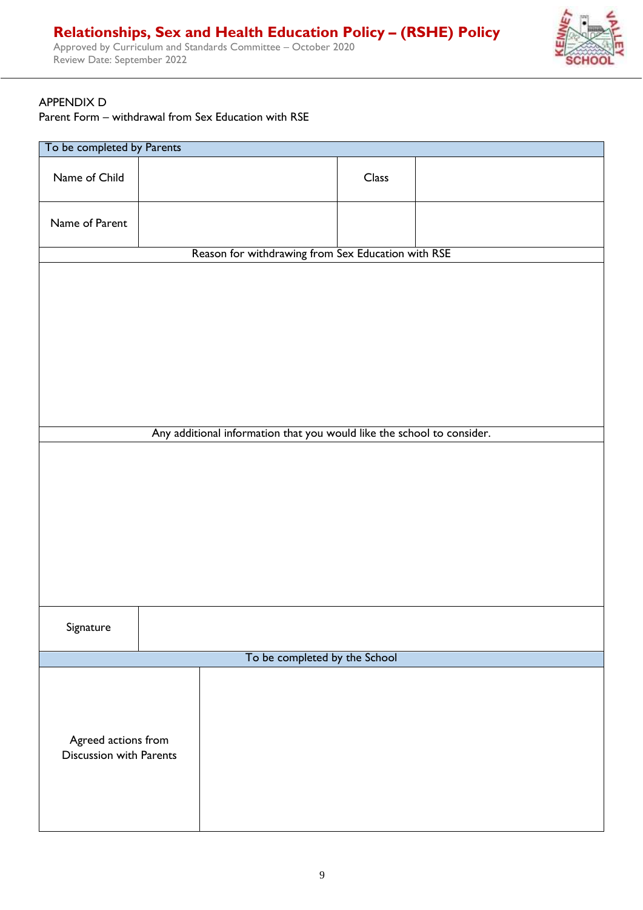APPENDIX D

Parent Form – withdrawal from Sex Education with RSE

| | | | |
|---|---|---|---|
| To be completed by Parents | | | |
| Name of Child | | Class | |
| Name of Parent | | | |
| Reason for withdrawing from Sex Education with RSE | | | |
| | | | |
| Any additional information that you would like the school to consider. | | | |
| | | | |
| Signature | | | |
| To be completed by the School | | | |
| Agreed actions from Discussion with Parents | | | |